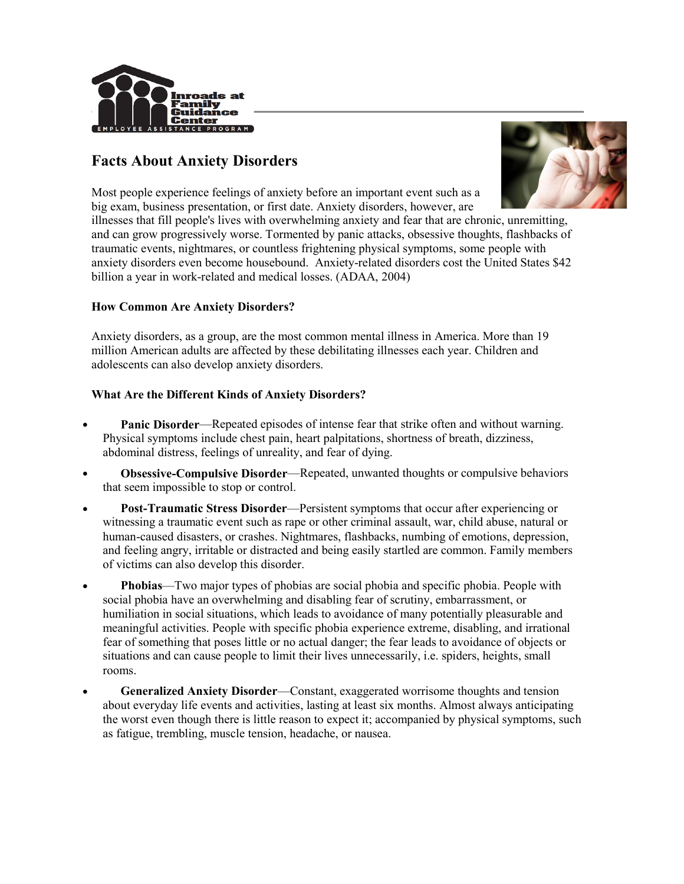Inroads at Family Guidance Center
EMPLOYEE ASSISTANCE PROGRAM

# Facts About Anxiety Disorders

Most people experience feelings of anxiety before an important event such as a big exam, business presentation, or first date. Anxiety disorders, however, are illnesses that fill people's lives with overwhelming anxiety and fear that are chronic, unremitting, and can grow progressively worse. Tormented by panic attacks, obsessive thoughts, flashbacks of traumatic events, nightmares, or countless frightening physical symptoms, some people with anxiety disorders even become housebound. Anxiety-related disorders cost the United States $42 billion a year in work-related and medical losses. (ADAA, 2004)

**How Common Are Anxiety Disorders?**

Anxiety disorders, as a group, are the most common mental illness in America. More than 19 million American adults are affected by these debilitating illnesses each year. Children and adolescents can also develop anxiety disorders.

**What Are the Different Kinds of Anxiety Disorders?**

- **Panic Disorder**—Repeated episodes of intense fear that strike often and without warning. Physical symptoms include chest pain, heart palpitations, shortness of breath, dizziness, abdominal distress, feelings of unreality, and fear of dying.
- **Obsessive-Compulsive Disorder**—Repeated, unwanted thoughts or compulsive behaviors that seem impossible to stop or control.
- **Post-Traumatic Stress Disorder**—Persistent symptoms that occur after experiencing or witnessing a traumatic event such as rape or other criminal assault, war, child abuse, natural or human-caused disasters, or crashes. Nightmares, flashbacks, numbing of emotions, depression, and feeling angry, irritable or distracted and being easily startled are common. Family members of victims can also develop this disorder.
- **Phobias**—Two major types of phobias are social phobia and specific phobia. People with social phobia have an overwhelming and disabling fear of scrutiny, embarrassment, or humiliation in social situations, which leads to avoidance of many potentially pleasurable and meaningful activities. People with specific phobia experience extreme, disabling, and irrational fear of something that poses little or no actual danger; the fear leads to avoidance of objects or situations and can cause people to limit their lives unnecessarily, i.e. spiders, heights, small rooms.
- **Generalized Anxiety Disorder**—Constant, exaggerated worrisome thoughts and tension about everyday life events and activities, lasting at least six months. Almost always anticipating the worst even though there is little reason to expect it; accompanied by physical symptoms, such as fatigue, trembling, muscle tension, headache, or nausea.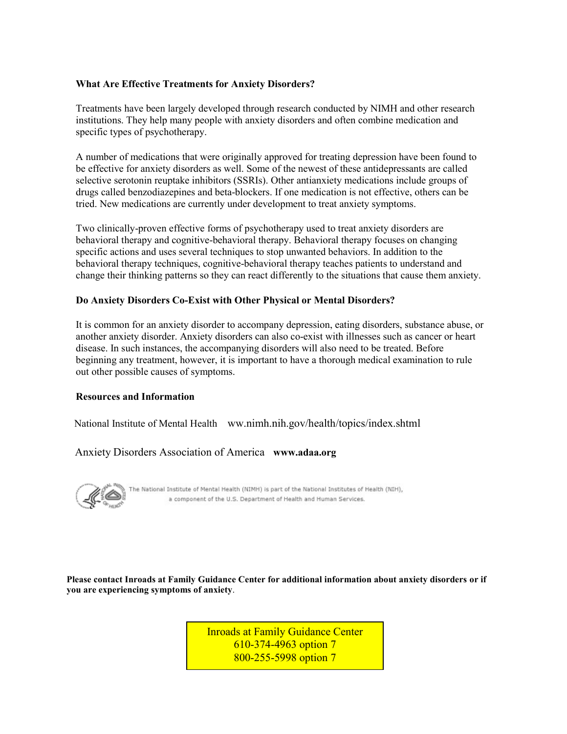**What Are Effective Treatments for Anxiety Disorders?**

Treatments have been largely developed through research conducted by NIMH and other research institutions. They help many people with anxiety disorders and often combine medication and specific types of psychotherapy.

A number of medications that were originally approved for treating depression have been found to be effective for anxiety disorders as well. Some of the newest of these antidepressants are called selective serotonin reuptake inhibitors (SSRIs). Other antianxiety medications include groups of drugs called benzodiazepines and beta-blockers. If one medication is not effective, others can be tried. New medications are currently under development to treat anxiety symptoms.

Two clinically-proven effective forms of psychotherapy used to treat anxiety disorders are behavioral therapy and cognitive-behavioral therapy. Behavioral therapy focuses on changing specific actions and uses several techniques to stop unwanted behaviors. In addition to the behavioral therapy techniques, cognitive-behavioral therapy teaches patients to understand and change their thinking patterns so they can react differently to the situations that cause them anxiety.

**Do Anxiety Disorders Co-Exist with Other Physical or Mental Disorders?**

It is common for an anxiety disorder to accompany depression, eating disorders, substance abuse, or another anxiety disorder. Anxiety disorders can also co-exist with illnesses such as cancer or heart disease. In such instances, the accompanying disorders will also need to be treated. Before beginning any treatment, however, it is important to have a thorough medical examination to rule out other possible causes of symptoms.

**Resources and Information**

National Institute of Mental Health ww.nimh.nih.gov/health/topics/index.shtml

Anxiety Disorders Association of America **www.adaa.org**

The National Institute of Mental Health (NIMH) is part of the National Institutes of Health (NIH), a component of the U.S. Department of Health and Human Services.

**Please contact Inroads at Family Guidance Center for additional information about anxiety disorders or if you are experiencing symptoms of anxiety**.

Inroads at Family Guidance Center
610-374-4963 option 7
800-255-5998 option 7